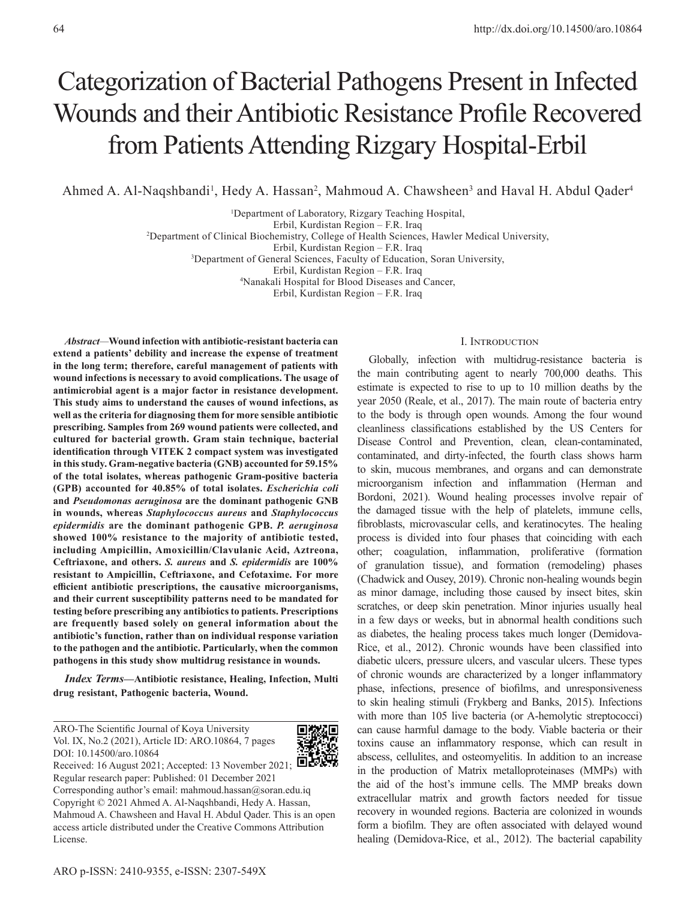# Categorization of Bacterial Pathogens Present in Infected Wounds and their Antibiotic Resistance Profile Recovered from Patients Attending Rizgary Hospital-Erbil

Ahmed A. Al-Naqshbandi[1], Hedy A. Hassan[2], Mahmoud A. Chawsheen[3] and Haval H. Abdul Qader[4]

[1]Department of Laboratory, Rizgary Teaching Hospital, Erbil, Kurdistan Region – F.R. Iraq
[2]Department of Clinical Biochemistry, College of Health Sciences, Hawler Medical University, Erbil, Kurdistan Region – F.R. Iraq
[3]Department of General Sciences, Faculty of Education, Soran University, Erbil, Kurdistan Region – F.R. Iraq
[4]Nanakali Hospital for Blood Diseases and Cancer, Erbil, Kurdistan Region – F.R. Iraq

*Abstract*—**Wound infection with antibiotic-resistant bacteria can extend a patients' debility and increase the expense of treatment in the long term; therefore, careful management of patients with wound infections is necessary to avoid complications. The usage of antimicrobial agent is a major factor in resistance development. This study aims to understand the causes of wound infections, as well as the criteria for diagnosing them for more sensible antibiotic prescribing. Samples from 269 wound patients were collected, and cultured for bacterial growth. Gram stain technique, bacterial identification through VITEK 2 compact system was investigated in this study. Gram-negative bacteria (GNB) accounted for 59.15% of the total isolates, whereas pathogenic Gram-positive bacteria (GPB) accounted for 40.85% of total isolates. *Escherichia coli* and *Pseudomonas aeruginosa* are the dominant pathogenic GNB in wounds, whereas *Staphylococcus aureus* and *Staphylococcus epidermidis* are the dominant pathogenic GPB. *P. aeruginosa* showed 100% resistance to the majority of antibiotic tested, including Ampicillin, Amoxicillin/Clavulanic Acid, Aztreona, Ceftriaxone, and others. *S. aureus* and *S. epidermidis* are 100% resistant to Ampicillin, Ceftriaxone, and Cefotaxime. For more efficient antibiotic prescriptions, the causative microorganisms, and their current susceptibility patterns need to be mandated for testing before prescribing any antibiotics to patients. Prescriptions are frequently based solely on general information about the antibiotic's function, rather than on individual response variation to the pathogen and the antibiotic. Particularly, when the common pathogens in this study show multidrug resistance in wounds.**

*Index Terms*—**Antibiotic resistance, Healing, Infection, Multi drug resistant, Pathogenic bacteria, Wound.**

ARO-The Scientific Journal of Koya University
Vol. IX, No.2 (2021), Article ID: ARO.10864, 7 pages
DOI: 10.14500/aro.10864
Received: 16 August 2021; Accepted: 13 November 2021;
Regular research paper: Published: 01 December 2021
Corresponding author's email: mahmoud.hassan@soran.edu.iq
Copyright © 2021 Ahmed A. Al-Naqshbandi, Hedy A. Hassan, Mahmoud A. Chawsheen and Haval H. Abdul Qader. This is an open access article distributed under the Creative Commons Attribution License.

## I. Introduction

Globally, infection with multidrug-resistance bacteria is the main contributing agent to nearly 700,000 deaths. This estimate is expected to rise to up to 10 million deaths by the year 2050 (Reale, et al., 2017). The main route of bacteria entry to the body is through open wounds. Among the four wound cleanliness classifications established by the US Centers for Disease Control and Prevention, clean, clean-contaminated, contaminated, and dirty-infected, the fourth class shows harm to skin, mucous membranes, and organs and can demonstrate microorganism infection and inflammation (Herman and Bordoni, 2021). Wound healing processes involve repair of the damaged tissue with the help of platelets, immune cells, fibroblasts, microvascular cells, and keratinocytes. The healing process is divided into four phases that coinciding with each other; coagulation, inflammation, proliferative (formation of granulation tissue), and formation (remodeling) phases (Chadwick and Ousey, 2019). Chronic non-healing wounds begin as minor damage, including those caused by insect bites, skin scratches, or deep skin penetration. Minor injuries usually heal in a few days or weeks, but in abnormal health conditions such as diabetes, the healing process takes much longer (Demidova-Rice, et al., 2012). Chronic wounds have been classified into diabetic ulcers, pressure ulcers, and vascular ulcers. These types of chronic wounds are characterized by a longer inflammatory phase, infections, presence of biofilms, and unresponsiveness to skin healing stimuli (Frykberg and Banks, 2015). Infections with more than 105 live bacteria (or A-hemolytic streptococci) can cause harmful damage to the body. Viable bacteria or their toxins cause an inflammatory response, which can result in abscess, cellulites, and osteomyelitis. In addition to an increase in the production of Matrix metalloproteinases (MMPs) with the aid of the host's immune cells. The MMP breaks down extracellular matrix and growth factors needed for tissue recovery in wounded regions. Bacteria are colonized in wounds form a biofilm. They are often associated with delayed wound healing (Demidova-Rice, et al., 2012). The bacterial capability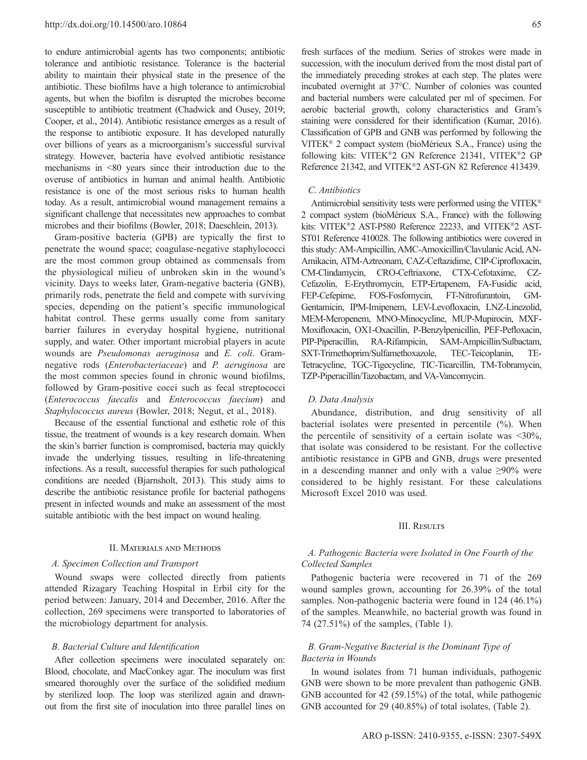to endure antimicrobial agents has two components; antibiotic tolerance and antibiotic resistance. Tolerance is the bacterial ability to maintain their physical state in the presence of the antibiotic. These biofilms have a high tolerance to antimicrobial agents, but when the biofilm is disrupted the microbes become susceptible to antibiotic treatment (Chadwick and Ousey, 2019; Cooper, et al., 2014). Antibiotic resistance emerges as a result of the response to antibiotic exposure. It has developed naturally over billions of years as a microorganism's successful survival strategy. However, bacteria have evolved antibiotic resistance mechanisms in <80 years since their introduction due to the overuse of antibiotics in human and animal health. Antibiotic resistance is one of the most serious risks to human health today. As a result, antimicrobial wound management remains a significant challenge that necessitates new approaches to combat microbes and their biofilms (Bowler, 2018; Daeschlein, 2013).

Gram-positive bacteria (GPB) are typically the first to penetrate the wound space; coagulase-negative staphylococci are the most common group obtained as commensals from the physiological milieu of unbroken skin in the wound's vicinity. Days to weeks later, Gram-negative bacteria (GNB), primarily rods, penetrate the field and compete with surviving species, depending on the patient's specific immunological habitat control. These germs usually come from sanitary barrier failures in everyday hospital hygiene, nutritional supply, and water. Other important microbial players in acute wounds are *Pseudomonas aeruginosa* and *E. coli*. Gram-negative rods (*Enterobacteriaceae*) and *P. aeruginosa* are the most common species found in chronic wound biofilms, followed by Gram-positive cocci such as fecal streptococci (*Enterococcus faecalis* and *Enterococcus faecium*) and *Staphylococcus aureus* (Bowler, 2018; Negut, et al., 2018).

Because of the essential functional and esthetic role of this tissue, the treatment of wounds is a key research domain. When the skin's barrier function is compromised, bacteria may quickly invade the underlying tissues, resulting in life-threatening infections. As a result, successful therapies for such pathological conditions are needed (Bjarnsholt, 2013). This study aims to describe the antibiotic resistance profile for bacterial pathogens present in infected wounds and make an assessment of the most suitable antibiotic with the best impact on wound healing.

## II. Materials and Methods

### A. Specimen Collection and Transport

Wound swaps were collected directly from patients attended Rizagary Teaching Hospital in Erbil city for the period between: January, 2014 and December, 2016. After the collection, 269 specimens were transported to laboratories of the microbiology department for analysis.

### B. Bacterial Culture and Identification

After collection specimens were inoculated separately on: Blood, chocolate, and MacConkey agar. The inoculum was first smeared thoroughly over the surface of the solidified medium by sterilized loop. The loop was sterilized again and drawn-out from the first site of inoculation into three parallel lines on fresh surfaces of the medium. Series of strokes were made in succession, with the inoculum derived from the most distal part of the immediately preceding strokes at each step. The plates were incubated overnight at 37°C. Number of colonies was counted and bacterial numbers were calculated per ml of specimen. For aerobic bacterial growth, colony characteristics and Gram's staining were considered for their identification (Kumar, 2016). Classification of GPB and GNB was performed by following the VITEK® 2 compact system (bioMérieux S.A., France) using the following kits: VITEK®2 GN Reference 21341, VITEK®2 GP Reference 21342, and VITEK®2 AST-GN 82 Reference 413439.

### C. Antibiotics

Antimicrobial sensitivity tests were performed using the VITEK® 2 compact system (bioMérieux S.A., France) with the following kits: VITEK®2 AST-P580 Reference 22233, and VITEK®2 AST-ST01 Reference 410028. The following antibiotics were covered in this study: AM-Ampicillin, AMC-Amoxicillin/Clavulanic Acid, AN-Amikacin, ATM-Aztreonam, CAZ-Ceftazidime, CIP-Ciprofloxacin, CM-Clindamycin, CRO-Ceftriaxone, CTX-Cefotaxime, CZ-Cefazolin, E-Erythromycin, ETP-Ertapenem, FA-Fusidic acid, FEP-Cefepime, FOS-Fosfomycin, FT-Nitrofurantoin, GM-Gentamicin, IPM-Imipenem, LEV-Levofloxacin, LNZ-Linezolid, MEM-Meropenem, MNO-Minocycline, MUP-Mupirocin, MXF-Moxifloxacin, OX1-Oxacillin, P-Benzylpenicillin, PEF-Pefloxacin, PIP-Piperacillin, RA-Rifampicin, SAM-Ampicillin/Sulbactam, SXT-Trimethoprim/Sulfamethoxazole, TEC-Teicoplanin, TE-Tetracycline, TGC-Tigecycline, TIC-Ticarcillin, TM-Tobramycin, TZP-Piperacillin/Tazobactam, and VA-Vancomycin.

### D. Data Analysis

Abundance, distribution, and drug sensitivity of all bacterial isolates were presented in percentile (%). When the percentile of sensitivity of a certain isolate was <30%, that isolate was considered to be resistant. For the collective antibiotic resistance in GPB and GNB, drugs were presented in a descending manner and only with a value ≥90% were considered to be highly resistant. For these calculations Microsoft Excel 2010 was used.

## III. Results

### A. Pathogenic Bacteria were Isolated in One Fourth of the Collected Samples

Pathogenic bacteria were recovered in 71 of the 269 wound samples grown, accounting for 26.39% of the total samples. Non-pathogenic bacteria were found in 124 (46.1%) of the samples. Meanwhile, no bacterial growth was found in 74 (27.51%) of the samples, (Table 1).

### B. Gram-Negative Bacterial is the Dominant Type of Bacteria in Wounds

In wound isolates from 71 human individuals, pathogenic GNB were shown to be more prevalent than pathogenic GNB. GNB accounted for 42 (59.15%) of the total, while pathogenic GNB accounted for 29 (40.85%) of total isolates, (Table 2).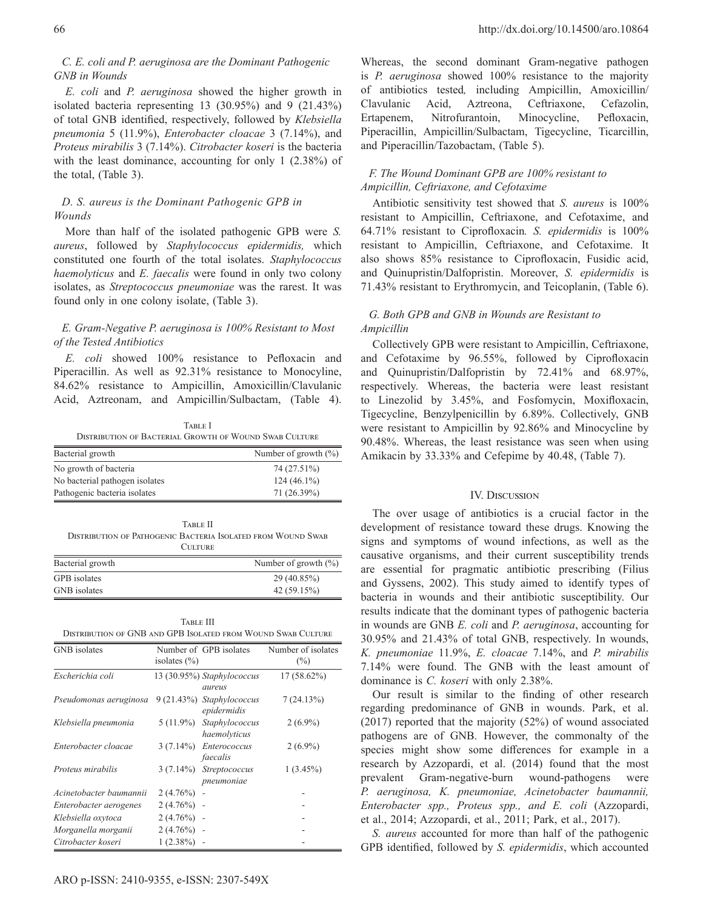### C. E. coli and P. aeruginosa are the Dominant Pathogenic GNB in Wounds

*E. coli* and *P. aeruginosa* showed the higher growth in isolated bacteria representing 13 (30.95%) and 9 (21.43%) of total GNB identified, respectively, followed by *Klebsiella pneumonia* 5 (11.9%), *Enterobacter cloacae* 3 (7.14%), and *Proteus mirabilis* 3 (7.14%). *Citrobacter koseri* is the bacteria with the least dominance, accounting for only 1 (2.38%) of the total, (Table 3).

### D. S. aureus is the Dominant Pathogenic GPB in Wounds

More than half of the isolated pathogenic GPB were *S. aureus*, followed by *Staphylococcus epidermidis,* which constituted one fourth of the total isolates. *Staphylococcus haemolyticus* and *E. faecalis* were found in only two colony isolates, as *Streptococcus pneumoniae* was the rarest. It was found only in one colony isolate, (Table 3).

### E. Gram-Negative P. aeruginosa is 100% Resistant to Most of the Tested Antibiotics

*E. coli* showed 100% resistance to Pefloxacin and Piperacillin. As well as 92.31% resistance to Monocyline, 84.62% resistance to Ampicillin, Amoxicillin/Clavulanic Acid, Aztreonam, and Ampicillin/Sulbactam, (Table 4).

TABLE I
DISTRIBUTION OF BACTERIAL GROWTH OF WOUND SWAB CULTURE

| Bacterial growth | Number of growth (%) |
|---|---|
| No growth of bacteria | 74 (27.51%) |
| No bacterial pathogen isolates | 124 (46.1%) |
| Pathogenic bacteria isolates | 71 (26.39%) |

TABLE II
DISTRIBUTION OF PATHOGENIC BACTERIA ISOLATED FROM WOUND SWAB CULTURE

| Bacterial growth | Number of growth (%) |
|---|---|
| GPB isolates | 29 (40.85%) |
| GNB isolates | 42 (59.15%) |

TABLE III
DISTRIBUTION OF GNB AND GPB ISOLATED FROM WOUND SWAB CULTURE

| GNB isolates | Number of isolates (%) | GPB isolates | Number of isolates (%) |
|---|---|---|---|
| *Escherichia coli* | 13 (30.95%) | *Staphylococcus aureus* | 17 (58.62%) |
| *Pseudomonas aeruginosa* | 9 (21.43%) | *Staphylococcus epidermidis* | 7 (24.13%) |
| *Klebsiella pneumonia* | 5 (11.9%) | *Staphylococcus haemolyticus* | 2 (6.9%) |
| *Enterobacter cloacae* | 3 (7.14%) | *Enterococcus faecalis* | 2 (6.9%) |
| *Proteus mirabilis* | 3 (7.14%) | *Streptococcus pneumoniae* | 1 (3.45%) |
| *Acinetobacter baumannii* | 2 (4.76%) | - | - |
| *Enterobacter aerogenes* | 2 (4.76%) | - | - |
| *Klebsiella oxytoca* | 2 (4.76%) | - | - |
| *Morganella morganii* | 2 (4.76%) | - | - |
| *Citrobacter koseri* | 1 (2.38%) | - | - |

Whereas, the second dominant Gram-negative pathogen is *P. aeruginosa* showed 100% resistance to the majority of antibiotics tested*,* including Ampicillin, Amoxicillin/Clavulanic Acid, Aztreona, Ceftriaxone, Cefazolin, Ertapenem, Nitrofurantoin, Minocycline, Pefloxacin, Piperacillin, Ampicillin/Sulbactam, Tigecycline, Ticarcillin, and Piperacillin/Tazobactam, (Table 5).

### F. The Wound Dominant GPB are 100% resistant to Ampicillin, Ceftriaxone, and Cefotaxime

Antibiotic sensitivity test showed that *S. aureus* is 100% resistant to Ampicillin, Ceftriaxone, and Cefotaxime, and 64.71% resistant to Ciprofloxacin*. S. epidermidis* is 100% resistant to Ampicillin, Ceftriaxone, and Cefotaxime. It also shows 85% resistance to Ciprofloxacin, Fusidic acid, and Quinupristin/Dalfopristin. Moreover, *S. epidermidis* is 71.43% resistant to Erythromycin, and Teicoplanin, (Table 6).

### G. Both GPB and GNB in Wounds are Resistant to Ampicillin

Collectively GPB were resistant to Ampicillin, Ceftriaxone, and Cefotaxime by 96.55%, followed by Ciprofloxacin and Quinupristin/Dalfopristin by 72.41% and 68.97%, respectively. Whereas, the bacteria were least resistant to Linezolid by 3.45%, and Fosfomycin, Moxifloxacin, Tigecycline, Benzylpenicillin by 6.89%. Collectively, GNB were resistant to Ampicillin by 92.86% and Minocycline by 90.48%. Whereas, the least resistance was seen when using Amikacin by 33.33% and Cefepime by 40.48, (Table 7).

## IV. DISCUSSION

The over usage of antibiotics is a crucial factor in the development of resistance toward these drugs. Knowing the signs and symptoms of wound infections, as well as the causative organisms, and their current susceptibility trends are essential for pragmatic antibiotic prescribing (Filius and Gyssens, 2002). This study aimed to identify types of bacteria in wounds and their antibiotic susceptibility. Our results indicate that the dominant types of pathogenic bacteria in wounds are GNB *E. coli* and *P. aeruginosa*, accounting for 30.95% and 21.43% of total GNB, respectively. In wounds, *K. pneumoniae* 11.9%, *E. cloacae* 7.14%, and *P. mirabilis* 7.14% were found. The GNB with the least amount of dominance is *C. koseri* with only 2.38%.

Our result is similar to the finding of other research regarding predominance of GNB in wounds. Park, et al. (2017) reported that the majority (52%) of wound associated pathogens are of GNB. However, the commonalty of the species might show some differences for example in a research by Azzopardi, et al. (2014) found that the most prevalent Gram-negative-burn wound-pathogens were *P. aeruginosa, K. pneumoniae, Acinetobacter baumannii, Enterobacter spp., Proteus spp., and E. coli* (Azzopardi, et al., 2014; Azzopardi, et al., 2011; Park, et al., 2017).

*S. aureus* accounted for more than half of the pathogenic GPB identified, followed by *S. epidermidis*, which accounted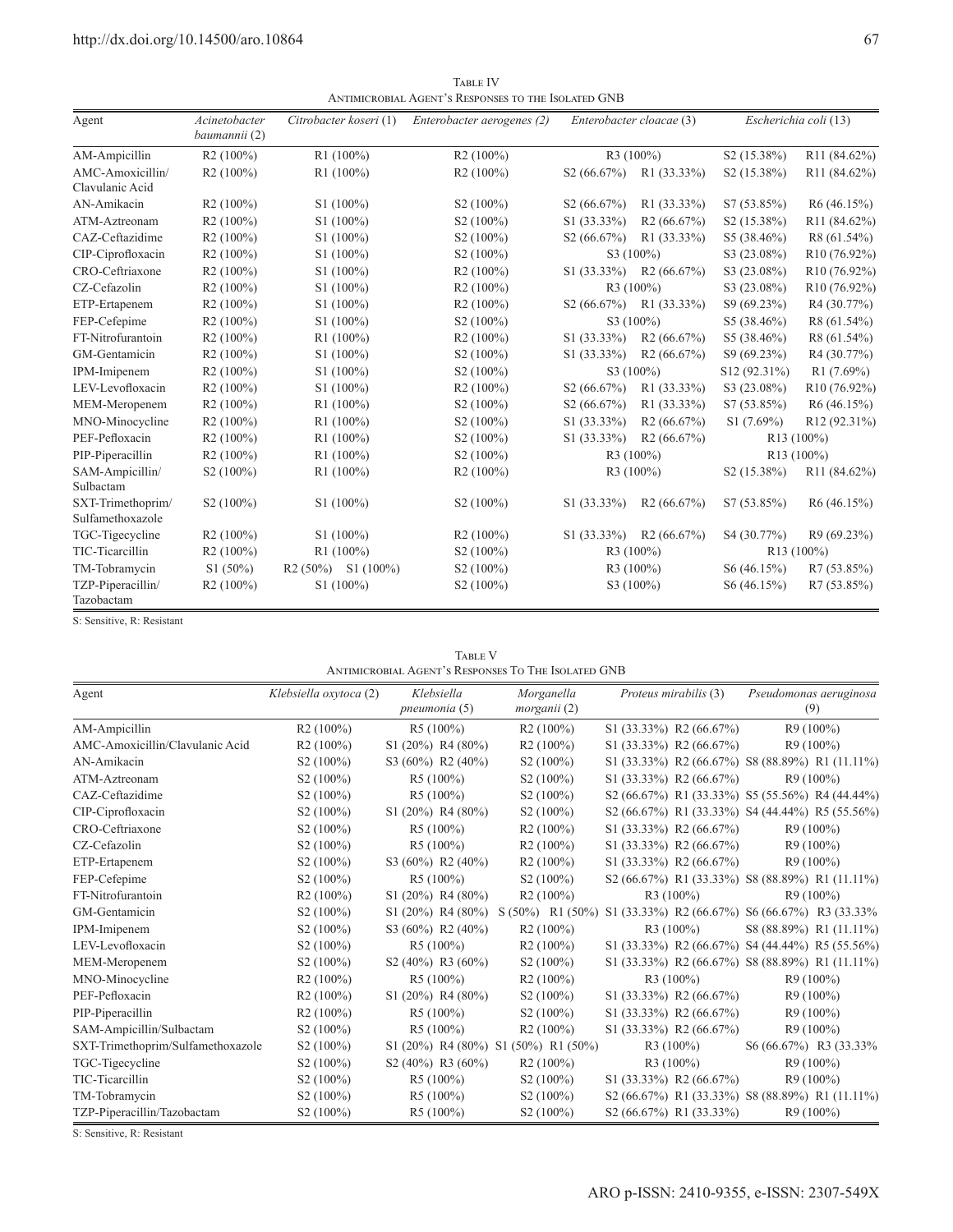Table IV
Antimicrobial Agent's Responses to the Isolated GNB

| Agent | *Acinetobacter baumannii* (2) | *Citrobacter koseri* (1) | *Enterobacter aerogenes (2)* | *Enterobacter cloacae* (3) | | *Escherichia coli* (13) | |
|---|---|---|---|---|---|---|---|
| AM-Ampicillin | R2 (100%) | R1 (100%) | R2 (100%) | R3 (100%) | | S2 (15.38%) | R11 (84.62%) |
| AMC-Amoxicillin/ Clavulanic Acid | R2 (100%) | R1 (100%) | R2 (100%) | S2 (66.67%) | R1 (33.33%) | S2 (15.38%) | R11 (84.62%) |
| AN-Amikacin | R2 (100%) | S1 (100%) | S2 (100%) | S2 (66.67%) | R1 (33.33%) | S7 (53.85%) | R6 (46.15%) |
| ATM-Aztreonam | R2 (100%) | S1 (100%) | S2 (100%) | S1 (33.33%) | R2 (66.67%) | S2 (15.38%) | R11 (84.62%) |
| CAZ-Ceftazidime | R2 (100%) | S1 (100%) | S2 (100%) | S2 (66.67%) | R1 (33.33%) | S5 (38.46%) | R8 (61.54%) |
| CIP-Ciprofloxacin | R2 (100%) | S1 (100%) | S2 (100%) | S3 (100%) | | S3 (23.08%) | R10 (76.92%) |
| CRO-Ceftriaxone | R2 (100%) | S1 (100%) | R2 (100%) | S1 (33.33%) | R2 (66.67%) | S3 (23.08%) | R10 (76.92%) |
| CZ-Cefazolin | R2 (100%) | S1 (100%) | R2 (100%) | R3 (100%) | | S3 (23.08%) | R10 (76.92%) |
| ETP-Ertapenem | R2 (100%) | S1 (100%) | R2 (100%) | S2 (66.67%) | R1 (33.33%) | S9 (69.23%) | R4 (30.77%) |
| FEP-Cefepime | R2 (100%) | S1 (100%) | S2 (100%) | S3 (100%) | | S5 (38.46%) | R8 (61.54%) |
| FT-Nitrofurantoin | R2 (100%) | R1 (100%) | R2 (100%) | S1 (33.33%) | R2 (66.67%) | S5 (38.46%) | R8 (61.54%) |
| GM-Gentamicin | R2 (100%) | S1 (100%) | S2 (100%) | S1 (33.33%) | R2 (66.67%) | S9 (69.23%) | R4 (30.77%) |
| IPM-Imipenem | R2 (100%) | S1 (100%) | S2 (100%) | S3 (100%) | | S12 (92.31%) | R1 (7.69%) |
| LEV-Levofloxacin | R2 (100%) | S1 (100%) | R2 (100%) | S2 (66.67%) | R1 (33.33%) | S3 (23.08%) | R10 (76.92%) |
| MEM-Meropenem | R2 (100%) | R1 (100%) | S2 (100%) | S2 (66.67%) | R1 (33.33%) | S7 (53.85%) | R6 (46.15%) |
| MNO-Minocycline | R2 (100%) | R1 (100%) | S2 (100%) | S1 (33.33%) | R2 (66.67%) | S1 (7.69%) | R12 (92.31%) |
| PEF-Pefloxacin | R2 (100%) | R1 (100%) | S2 (100%) | S1 (33.33%) | R2 (66.67%) | R13 (100%) | |
| PIP-Piperacillin | R2 (100%) | R1 (100%) | S2 (100%) | R3 (100%) | | R13 (100%) | |
| SAM-Ampicillin/ Sulbactam | S2 (100%) | R1 (100%) | R2 (100%) | R3 (100%) | | S2 (15.38%) | R11 (84.62%) |
| SXT-Trimethoprim/ Sulfamethoxazole | S2 (100%) | S1 (100%) | S2 (100%) | S1 (33.33%) | R2 (66.67%) | S7 (53.85%) | R6 (46.15%) |
| TGC-Tigecycline | R2 (100%) | S1 (100%) | R2 (100%) | S1 (33.33%) | R2 (66.67%) | S4 (30.77%) | R9 (69.23%) |
| TIC-Ticarcillin | R2 (100%) | R1 (100%) | S2 (100%) | R3 (100%) | | R13 (100%) | |
| TM-Tobramycin | S1 (50%) | R2 (50%) S1 (100%) | S2 (100%) | R3 (100%) | | S6 (46.15%) | R7 (53.85%) |
| TZP-Piperacillin/ Tazobactam | R2 (100%) | S1 (100%) | S2 (100%) | S3 (100%) | | S6 (46.15%) | R7 (53.85%) |

S: Sensitive, R: Resistant

Table V
Antimicrobial Agent's Responses To The Isolated GNB

| Agent | *Klebsiella oxytoca* (2) | *Klebsiella pneumonia* (5) | *Morganella morganii* (2) | *Proteus mirabilis* (3) | *Pseudomonas aeruginosa* (9) |
|---|---|---|---|---|---|
| AM-Ampicillin | R2 (100%) | R5 (100%) | R2 (100%) | S1 (33.33%) R2 (66.67%) | R9 (100%) |
| AMC-Amoxicillin/Clavulanic Acid | R2 (100%) | S1 (20%) R4 (80%) | R2 (100%) | S1 (33.33%) R2 (66.67%) | R9 (100%) |
| AN-Amikacin | S2 (100%) | S3 (60%) R2 (40%) | S2 (100%) | S1 (33.33%) R2 (66.67%) | S8 (88.89%) R1 (11.11%) |
| ATM-Aztreonam | S2 (100%) | R5 (100%) | S2 (100%) | S1 (33.33%) R2 (66.67%) | R9 (100%) |
| CAZ-Ceftazidime | S2 (100%) | R5 (100%) | S2 (100%) | S2 (66.67%) R1 (33.33%) | S5 (55.56%) R4 (44.44%) |
| CIP-Ciprofloxacin | S2 (100%) | S1 (20%) R4 (80%) | S2 (100%) | S2 (66.67%) R1 (33.33%) | S4 (44.44%) R5 (55.56%) |
| CRO-Ceftriaxone | S2 (100%) | R5 (100%) | R2 (100%) | S1 (33.33%) R2 (66.67%) | R9 (100%) |
| CZ-Cefazolin | S2 (100%) | R5 (100%) | R2 (100%) | S1 (33.33%) R2 (66.67%) | R9 (100%) |
| ETP-Ertapenem | S2 (100%) | S3 (60%) R2 (40%) | R2 (100%) | S1 (33.33%) R2 (66.67%) | R9 (100%) |
| FEP-Cefepime | S2 (100%) | R5 (100%) | S2 (100%) | S2 (66.67%) R1 (33.33%) | S8 (88.89%) R1 (11.11%) |
| FT-Nitrofurantoin | R2 (100%) | S1 (20%) R4 (80%) | R2 (100%) | R3 (100%) | R9 (100%) |
| GM-Gentamicin | S2 (100%) | S1 (20%) R4 (80%) | S (50%) R1 (50%) | S1 (33.33%) R2 (66.67%) | S6 (66.67%) R3 (33.33% |
| IPM-Imipenem | S2 (100%) | S3 (60%) R2 (40%) | R2 (100%) | R3 (100%) | S8 (88.89%) R1 (11.11%) |
| LEV-Levofloxacin | S2 (100%) | R5 (100%) | R2 (100%) | S1 (33.33%) R2 (66.67%) | S4 (44.44%) R5 (55.56%) |
| MEM-Meropenem | S2 (100%) | S2 (40%) R3 (60%) | S2 (100%) | S1 (33.33%) R2 (66.67%) | S8 (88.89%) R1 (11.11%) |
| MNO-Minocycline | R2 (100%) | R5 (100%) | R2 (100%) | R3 (100%) | R9 (100%) |
| PEF-Pefloxacin | R2 (100%) | S1 (20%) R4 (80%) | S2 (100%) | S1 (33.33%) R2 (66.67%) | R9 (100%) |
| PIP-Piperacillin | R2 (100%) | R5 (100%) | S2 (100%) | S1 (33.33%) R2 (66.67%) | R9 (100%) |
| SAM-Ampicillin/Sulbactam | S2 (100%) | R5 (100%) | R2 (100%) | S1 (33.33%) R2 (66.67%) | R9 (100%) |
| SXT-Trimethoprim/Sulfamethoxazole | S2 (100%) | S1 (20%) R4 (80%) | S1 (50%) R1 (50%) | R3 (100%) | S6 (66.67%) R3 (33.33% |
| TGC-Tigecycline | S2 (100%) | S2 (40%) R3 (60%) | R2 (100%) | R3 (100%) | R9 (100%) |
| TIC-Ticarcillin | S2 (100%) | R5 (100%) | S2 (100%) | S1 (33.33%) R2 (66.67%) | R9 (100%) |
| TM-Tobramycin | S2 (100%) | R5 (100%) | S2 (100%) | S2 (66.67%) R1 (33.33%) | S8 (88.89%) R1 (11.11%) |
| TZP-Piperacillin/Tazobactam | S2 (100%) | R5 (100%) | S2 (100%) | S2 (66.67%) R1 (33.33%) | R9 (100%) |

S: Sensitive, R: Resistant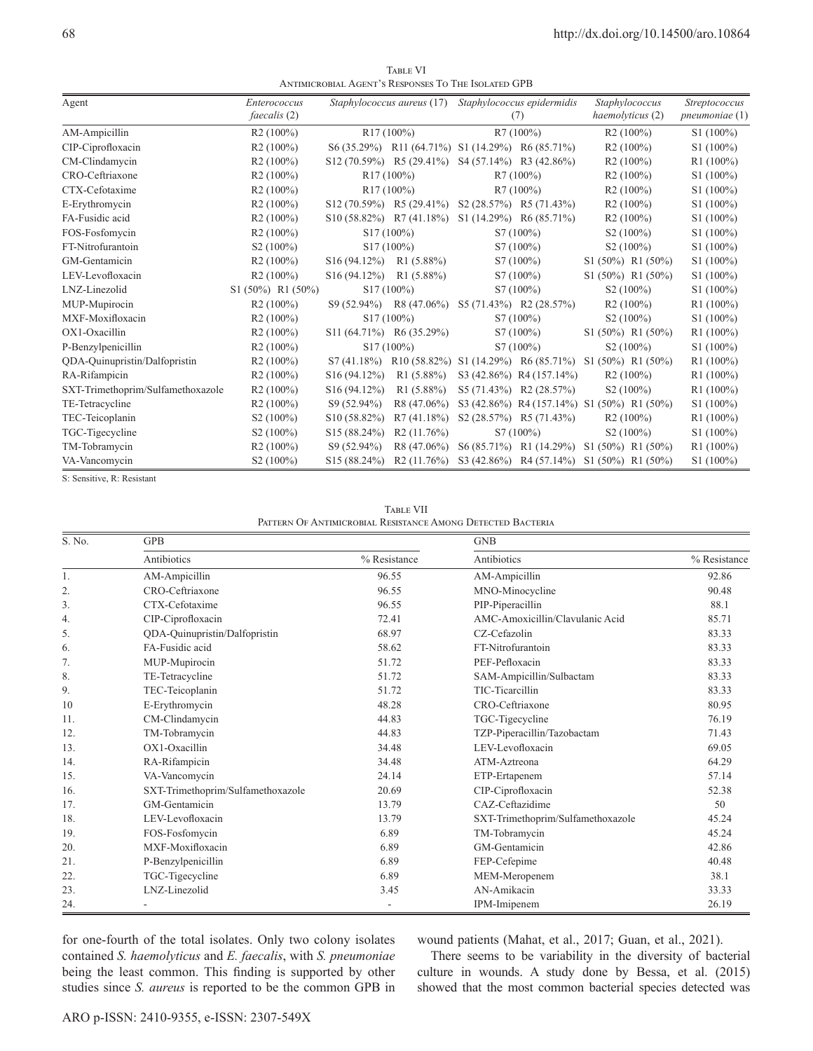Table VI
Antimicrobial Agent's Responses To The Isolated GPB

| Agent | *Enterococcus faecalis* (2) | *Staphylococcus aureus* (17) | *Staphylococcus epidermidis* (7) | *Staphylococcus haemolyticus* (2) | *Streptococcus pneumoniae* (1) |
|---|---|---|---|---|---|
| AM-Ampicillin | R2 (100%) | R17 (100%) | R7 (100%) | R2 (100%) | S1 (100%) |
| CIP-Ciprofloxacin | R2 (100%) | S6 (35.29%) R11 (64.71%) | S1 (14.29%) R6 (85.71%) | R2 (100%) | S1 (100%) |
| CM-Clindamycin | R2 (100%) | S12 (70.59%) R5 (29.41%) | S4 (57.14%) R3 (42.86%) | R2 (100%) | R1 (100%) |
| CRO-Ceftriaxone | R2 (100%) | R17 (100%) | R7 (100%) | R2 (100%) | S1 (100%) |
| CTX-Cefotaxime | R2 (100%) | R17 (100%) | R7 (100%) | R2 (100%) | S1 (100%) |
| E-Erythromycin | R2 (100%) | S12 (70.59%) R5 (29.41%) | S2 (28.57%) R5 (71.43%) | R2 (100%) | S1 (100%) |
| FA-Fusidic acid | R2 (100%) | S10 (58.82%) R7 (41.18%) | S1 (14.29%) R6 (85.71%) | R2 (100%) | S1 (100%) |
| FOS-Fosfomycin | R2 (100%) | S17 (100%) | S7 (100%) | S2 (100%) | S1 (100%) |
| FT-Nitrofurantoin | S2 (100%) | S17 (100%) | S7 (100%) | S2 (100%) | S1 (100%) |
| GM-Gentamicin | R2 (100%) | S16 (94.12%) R1 (5.88%) | S7 (100%) | S1 (50%) R1 (50%) | S1 (100%) |
| LEV-Levofloxacin | R2 (100%) | S16 (94.12%) R1 (5.88%) | S7 (100%) | S1 (50%) R1 (50%) | S1 (100%) |
| LNZ-Linezolid | S1 (50%) R1 (50%) | S17 (100%) | S7 (100%) | S2 (100%) | S1 (100%) |
| MUP-Mupirocin | R2 (100%) | S9 (52.94%) R8 (47.06%) | S5 (71.43%) R2 (28.57%) | R2 (100%) | R1 (100%) |
| MXF-Moxifloxacin | R2 (100%) | S17 (100%) | S7 (100%) | S2 (100%) | S1 (100%) |
| OX1-Oxacillin | R2 (100%) | S11 (64.71%) R6 (35.29%) | S7 (100%) | S1 (50%) R1 (50%) | R1 (100%) |
| P-Benzylpenicillin | R2 (100%) | S17 (100%) | S7 (100%) | S2 (100%) | S1 (100%) |
| QDA-Quinupristin/Dalfopristin | R2 (100%) | S7 (41.18%) R10 (58.82%) | S1 (14.29%) R6 (85.71%) | S1 (50%) R1 (50%) | R1 (100%) |
| RA-Rifampicin | R2 (100%) | S16 (94.12%) R1 (5.88%) | S3 (42.86%) R4 (157.14%) | R2 (100%) | R1 (100%) |
| SXT-Trimethoprim/Sulfamethoxazole | R2 (100%) | S16 (94.12%) R1 (5.88%) | S5 (71.43%) R2 (28.57%) | S2 (100%) | R1 (100%) |
| TE-Tetracycline | R2 (100%) | S9 (52.94%) R8 (47.06%) | S3 (42.86%) R4 (157.14%) | S1 (50%) R1 (50%) | S1 (100%) |
| TEC-Teicoplanin | S2 (100%) | S10 (58.82%) R7 (41.18%) | S2 (28.57%) R5 (71.43%) | R2 (100%) | R1 (100%) |
| TGC-Tigecycline | S2 (100%) | S15 (88.24%) R2 (11.76%) | S7 (100%) | S2 (100%) | S1 (100%) |
| TM-Tobramycin | R2 (100%) | S9 (52.94%) R8 (47.06%) | S6 (85.71%) R1 (14.29%) | S1 (50%) R1 (50%) | R1 (100%) |
| VA-Vancomycin | S2 (100%) | S15 (88.24%) R2 (11.76%) | S3 (42.86%) R4 (57.14%) | S1 (50%) R1 (50%) | S1 (100%) |

S: Sensitive, R: Resistant

Table VII
Pattern Of Antimicrobial Resistance Among Detected Bacteria

| S. No. | GPB | | GNB | |
|---|---|---|---|---|
| | Antibiotics | % Resistance | Antibiotics | % Resistance |
| 1. | AM-Ampicillin | 96.55 | AM-Ampicillin | 92.86 |
| 2. | CRO-Ceftriaxone | 96.55 | MNO-Minocycline | 90.48 |
| 3. | CTX-Cefotaxime | 96.55 | PIP-Piperacillin | 88.1 |
| 4. | CIP-Ciprofloxacin | 72.41 | AMC-Amoxicillin/Clavulanic Acid | 85.71 |
| 5. | QDA-Quinupristin/Dalfopristin | 68.97 | CZ-Cefazolin | 83.33 |
| 6. | FA-Fusidic acid | 58.62 | FT-Nitrofurantoin | 83.33 |
| 7. | MUP-Mupirocin | 51.72 | PEF-Pefloxacin | 83.33 |
| 8. | TE-Tetracycline | 51.72 | SAM-Ampicillin/Sulbactam | 83.33 |
| 9. | TEC-Teicoplanin | 51.72 | TIC-Ticarcillin | 83.33 |
| 10 | E-Erythromycin | 48.28 | CRO-Ceftriaxone | 80.95 |
| 11. | CM-Clindamycin | 44.83 | TGC-Tigecycline | 76.19 |
| 12. | TM-Tobramycin | 44.83 | TZP-Piperacillin/Tazobactam | 71.43 |
| 13. | OX1-Oxacillin | 34.48 | LEV-Levofloxacin | 69.05 |
| 14. | RA-Rifampicin | 34.48 | ATM-Aztreona | 64.29 |
| 15. | VA-Vancomycin | 24.14 | ETP-Ertapenem | 57.14 |
| 16. | SXT-Trimethoprim/Sulfamethoxazole | 20.69 | CIP-Ciprofloxacin | 52.38 |
| 17. | GM-Gentamicin | 13.79 | CAZ-Ceftazidime | 50 |
| 18. | LEV-Levofloxacin | 13.79 | SXT-Trimethoprim/Sulfamethoxazole | 45.24 |
| 19. | FOS-Fosfomycin | 6.89 | TM-Tobramycin | 45.24 |
| 20. | MXF-Moxifloxacin | 6.89 | GM-Gentamicin | 42.86 |
| 21. | P-Benzylpenicillin | 6.89 | FEP-Cefepime | 40.48 |
| 22. | TGC-Tigecycline | 6.89 | MEM-Meropenem | 38.1 |
| 23. | LNZ-Linezolid | 3.45 | AN-Amikacin | 33.33 |
| 24. | - | - | IPM-Imipenem | 26.19 |

for one-fourth of the total isolates. Only two colony isolates contained *S. haemolyticus* and *E. faecalis*, with *S. pneumoniae* being the least common. This finding is supported by other studies since *S. aureus* is reported to be the common GPB in wound patients (Mahat, et al., 2017; Guan, et al., 2021).

There seems to be variability in the diversity of bacterial culture in wounds. A study done by Bessa, et al. (2015) showed that the most common bacterial species detected was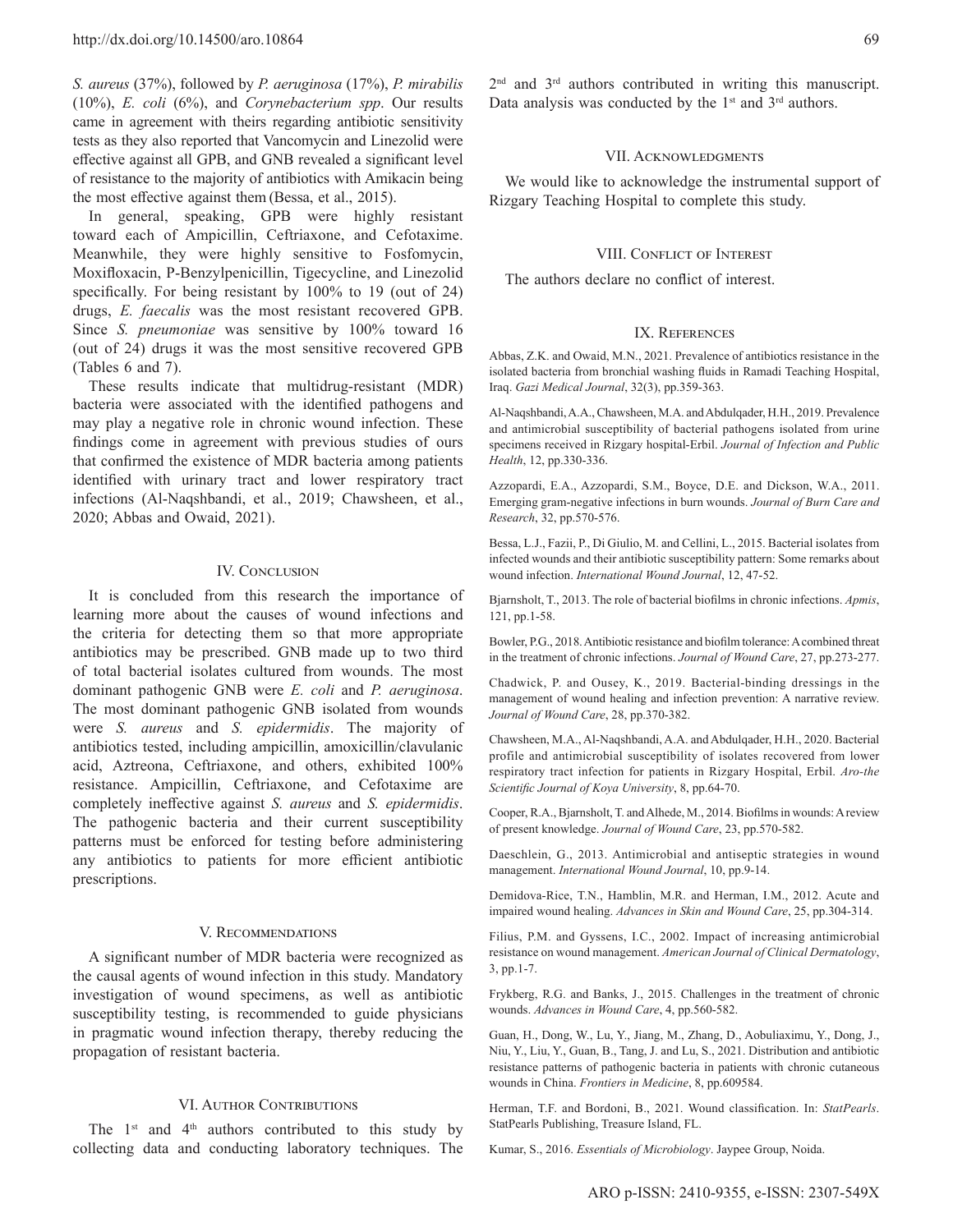*S. aureus* (37%), followed by *P. aeruginosa* (17%), *P. mirabilis* (10%), *E. coli* (6%), and *Corynebacterium spp*. Our results came in agreement with theirs regarding antibiotic sensitivity tests as they also reported that Vancomycin and Linezolid were effective against all GPB, and GNB revealed a significant level of resistance to the majority of antibiotics with Amikacin being the most effective against them (Bessa, et al., 2015).

In general, speaking, GPB were highly resistant toward each of Ampicillin, Ceftriaxone, and Cefotaxime. Meanwhile, they were highly sensitive to Fosfomycin, Moxifloxacin, P-Benzylpenicillin, Tigecycline, and Linezolid specifically. For being resistant by 100% to 19 (out of 24) drugs, *E. faecalis* was the most resistant recovered GPB. Since *S. pneumoniae* was sensitive by 100% toward 16 (out of 24) drugs it was the most sensitive recovered GPB (Tables 6 and 7).

These results indicate that multidrug-resistant (MDR) bacteria were associated with the identified pathogens and may play a negative role in chronic wound infection. These findings come in agreement with previous studies of ours that confirmed the existence of MDR bacteria among patients identified with urinary tract and lower respiratory tract infections (Al-Naqshbandi, et al., 2019; Chawsheen, et al., 2020; Abbas and Owaid, 2021).

## IV. Conclusion

It is concluded from this research the importance of learning more about the causes of wound infections and the criteria for detecting them so that more appropriate antibiotics may be prescribed. GNB made up to two third of total bacterial isolates cultured from wounds. The most dominant pathogenic GNB were *E. coli* and *P. aeruginosa*. The most dominant pathogenic GNB isolated from wounds were *S. aureus* and *S. epidermidis*. The majority of antibiotics tested, including ampicillin, amoxicillin/clavulanic acid, Aztreona, Ceftriaxone, and others, exhibited 100% resistance. Ampicillin, Ceftriaxone, and Cefotaxime are completely ineffective against *S. aureus* and *S. epidermidis*. The pathogenic bacteria and their current susceptibility patterns must be enforced for testing before administering any antibiotics to patients for more efficient antibiotic prescriptions.

## V. Recommendations

A significant number of MDR bacteria were recognized as the causal agents of wound infection in this study. Mandatory investigation of wound specimens, as well as antibiotic susceptibility testing, is recommended to guide physicians in pragmatic wound infection therapy, thereby reducing the propagation of resistant bacteria.

## VI. Author Contributions

The 1st and 4th authors contributed to this study by collecting data and conducting laboratory techniques. The 2nd and 3rd authors contributed in writing this manuscript. Data analysis was conducted by the 1st and 3rd authors.

## VII. Acknowledgments

We would like to acknowledge the instrumental support of Rizgary Teaching Hospital to complete this study.

## VIII. Conflict of Interest

The authors declare no conflict of interest.

## IX. References

Abbas, Z.K. and Owaid, M.N., 2021. Prevalence of antibiotics resistance in the isolated bacteria from bronchial washing fluids in Ramadi Teaching Hospital, Iraq. *Gazi Medical Journal*, 32(3), pp.359-363.

Al-Naqshbandi, A.A., Chawsheen, M.A. and Abdulqader, H.H., 2019. Prevalence and antimicrobial susceptibility of bacterial pathogens isolated from urine specimens received in Rizgary hospital-Erbil. *Journal of Infection and Public Health*, 12, pp.330-336.

Azzopardi, E.A., Azzopardi, S.M., Boyce, D.E. and Dickson, W.A., 2011. Emerging gram-negative infections in burn wounds. *Journal of Burn Care and Research*, 32, pp.570-576.

Bessa, L.J., Fazii, P., Di Giulio, M. and Cellini, L., 2015. Bacterial isolates from infected wounds and their antibiotic susceptibility pattern: Some remarks about wound infection. *International Wound Journal*, 12, 47-52.

Bjarnsholt, T., 2013. The role of bacterial biofilms in chronic infections. *Apmis*, 121, pp.1-58.

Bowler, P.G., 2018. Antibiotic resistance and biofilm tolerance: A combined threat in the treatment of chronic infections. *Journal of Wound Care*, 27, pp.273-277.

Chadwick, P. and Ousey, K., 2019. Bacterial-binding dressings in the management of wound healing and infection prevention: A narrative review. *Journal of Wound Care*, 28, pp.370-382.

Chawsheen, M.A., Al-Naqshbandi, A.A. and Abdulqader, H.H., 2020. Bacterial profile and antimicrobial susceptibility of isolates recovered from lower respiratory tract infection for patients in Rizgary Hospital, Erbil. *Aro-the Scientific Journal of Koya University*, 8, pp.64-70.

Cooper, R.A., Bjarnsholt, T. and Alhede, M., 2014. Biofilms in wounds: A review of present knowledge. *Journal of Wound Care*, 23, pp.570-582.

Daeschlein, G., 2013. Antimicrobial and antiseptic strategies in wound management. *International Wound Journal*, 10, pp.9-14.

Demidova-Rice, T.N., Hamblin, M.R. and Herman, I.M., 2012. Acute and impaired wound healing. *Advances in Skin and Wound Care*, 25, pp.304-314.

Filius, P.M. and Gyssens, I.C., 2002. Impact of increasing antimicrobial resistance on wound management. *American Journal of Clinical Dermatology*, 3, pp.1-7.

Frykberg, R.G. and Banks, J., 2015. Challenges in the treatment of chronic wounds. *Advances in Wound Care*, 4, pp.560-582.

Guan, H., Dong, W., Lu, Y., Jiang, M., Zhang, D., Aobuliaximu, Y., Dong, J., Niu, Y., Liu, Y., Guan, B., Tang, J. and Lu, S., 2021. Distribution and antibiotic resistance patterns of pathogenic bacteria in patients with chronic cutaneous wounds in China. *Frontiers in Medicine*, 8, pp.609584.

Herman, T.F. and Bordoni, B., 2021. Wound classification. In: *StatPearls*. StatPearls Publishing, Treasure Island, FL.

Kumar, S., 2016. *Essentials of Microbiology*. Jaypee Group, Noida.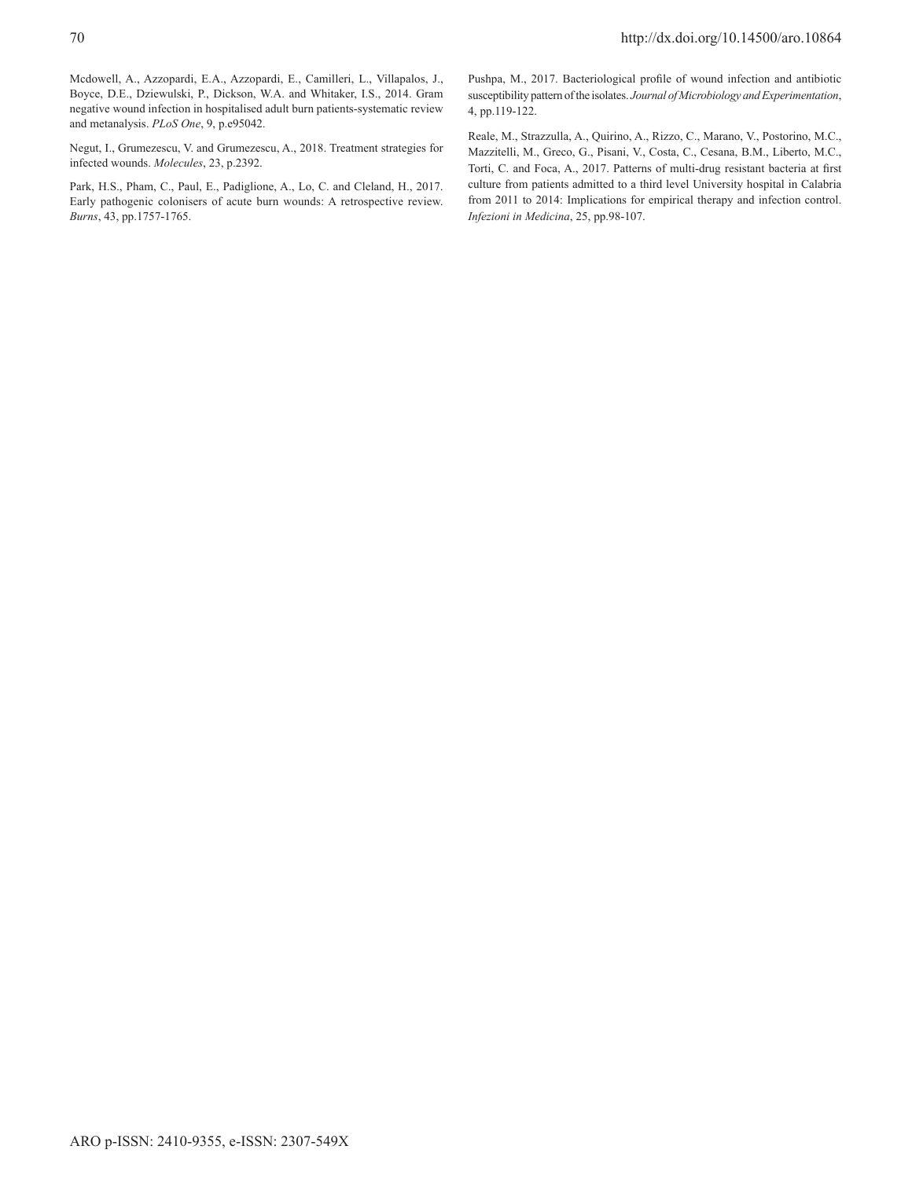Mcdowell, A., Azzopardi, E.A., Azzopardi, E., Camilleri, L., Villapalos, J., Boyce, D.E., Dziewulski, P., Dickson, W.A. and Whitaker, I.S., 2014. Gram negative wound infection in hospitalised adult burn patients-systematic review and metanalysis. *PLoS One*, 9, p.e95042.

Negut, I., Grumezescu, V. and Grumezescu, A., 2018. Treatment strategies for infected wounds. *Molecules*, 23, p.2392.

Park, H.S., Pham, C., Paul, E., Padiglione, A., Lo, C. and Cleland, H., 2017. Early pathogenic colonisers of acute burn wounds: A retrospective review. *Burns*, 43, pp.1757-1765.

Pushpa, M., 2017. Bacteriological profile of wound infection and antibiotic susceptibility pattern of the isolates. *Journal of Microbiology and Experimentation*, 4, pp.119-122.

Reale, M., Strazzulla, A., Quirino, A., Rizzo, C., Marano, V., Postorino, M.C., Mazzitelli, M., Greco, G., Pisani, V., Costa, C., Cesana, B.M., Liberto, M.C., Torti, C. and Foca, A., 2017. Patterns of multi-drug resistant bacteria at first culture from patients admitted to a third level University hospital in Calabria from 2011 to 2014: Implications for empirical therapy and infection control. *Infezioni in Medicina*, 25, pp.98-107.